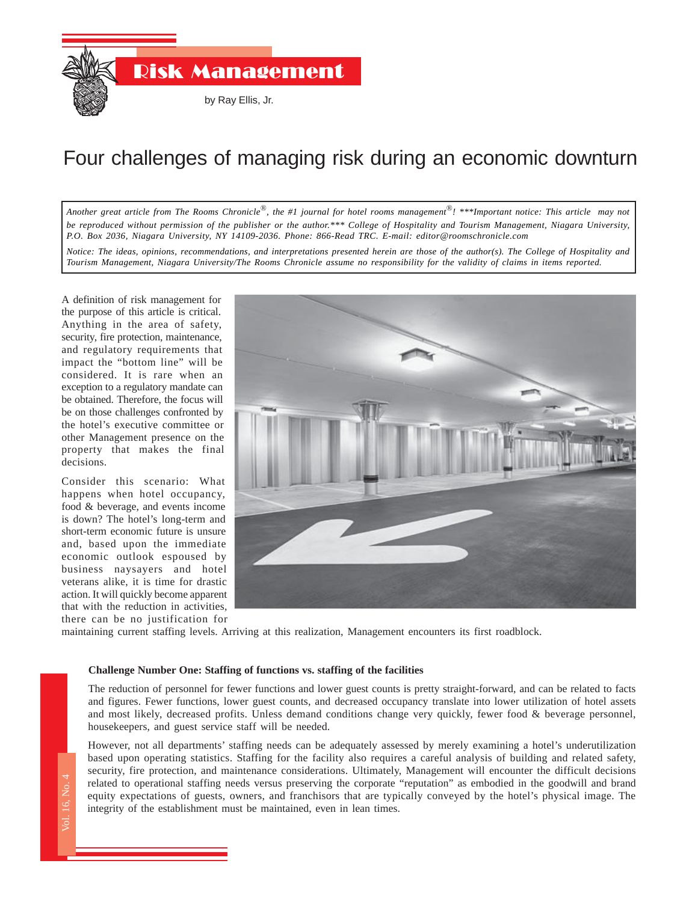# Risk Management

by Ray Ellis, Jr.

## Four challenges of managing risk during an economic downturn

*Another great article from The Rooms Chronicle®, the #1 journal for hotel rooms management®! \*\*\*Important notice: This article may not be reproduced without permission of the publisher or the author.\*\*\* College of Hospitality and Tourism Management, Niagara University, P.O. Box 2036, Niagara University, NY 14109-2036. Phone: 866-Read TRC. E-mail: editor@roomschronicle.com*

*Notice: The ideas, opinions, recommendations, and interpretations presented herein are those of the author(s). The College of Hospitality and Tourism Management, Niagara University/The Rooms Chronicle assume no responsibility for the validity of claims in items reported.*

A definition of risk management for the purpose of this article is critical. Anything in the area of safety, security, fire protection, maintenance, and regulatory requirements that impact the "bottom line" will be considered. It is rare when an exception to a regulatory mandate can be obtained. Therefore, the focus will be on those challenges confronted by the hotel's executive committee or other Management presence on the property that makes the final decisions.

Consider this scenario: What happens when hotel occupancy, food & beverage, and events income is down? The hotel's long-term and short-term economic future is unsure and, based upon the immediate economic outlook espoused by business naysayers and hotel veterans alike, it is time for drastic action. It will quickly become apparent that with the reduction in activities, there can be no justification for maintaining current staffing levels. Arriving at this realization, Management encounters its first roadblock.

**Challenge Number One: Staffing of functions vs. staffing of the facilities**

The reduction of personnel for fewer functions and lower guest counts is pretty straight-forward, and can be related to facts and figures. Fewer functions, lower guest counts, and decreased occupancy translate into lower utilization of hotel assets and most likely, decreased profits. Unless demand conditions change very quickly, fewer food & beverage personnel, housekeepers, and guest service staff will be needed.

However, not all departments' staffing needs can be adequately assessed by merely examining a hotel's underutilization based upon operating statistics. Staffing for the facility also requires a careful analysis of building and related safety, security, fire protection, and maintenance considerations. Ultimately, Management will encounter the difficult decisions related to operational staffing needs versus preserving the corporate "reputation" as embodied in the goodwill and brand equity expectations of guests, owners, and franchisors that are typically conveyed by the hotel's physical image. The integrity of the establishment must be maintained, even in lean times.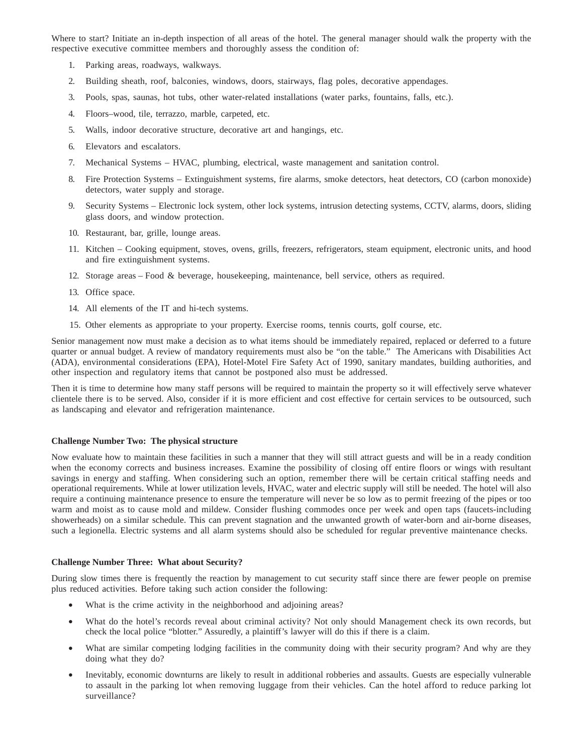Where to start? Initiate an in-depth inspection of all areas of the hotel. The general manager should walk the property with the respective executive committee members and thoroughly assess the condition of:

1. Parking areas, roadways, walkways.
2. Building sheath, roof, balconies, windows, doors, stairways, flag poles, decorative appendages.
3. Pools, spas, saunas, hot tubs, other water-related installations (water parks, fountains, falls, etc.).
4. Floors–wood, tile, terrazzo, marble, carpeted, etc.
5. Walls, indoor decorative structure, decorative art and hangings, etc.
6. Elevators and escalators.
7. Mechanical Systems – HVAC, plumbing, electrical, waste management and sanitation control.
8. Fire Protection Systems – Extinguishment systems, fire alarms, smoke detectors, heat detectors, CO (carbon monoxide) detectors, water supply and storage.
9. Security Systems – Electronic lock system, other lock systems, intrusion detecting systems, CCTV, alarms, doors, sliding glass doors, and window protection.
10. Restaurant, bar, grille, lounge areas.
11. Kitchen – Cooking equipment, stoves, ovens, grills, freezers, refrigerators, steam equipment, electronic units, and hood and fire extinguishment systems.
12. Storage areas – Food & beverage, housekeeping, maintenance, bell service, others as required.
13. Office space.
14. All elements of the IT and hi-tech systems.
15. Other elements as appropriate to your property. Exercise rooms, tennis courts, golf course, etc.

Senior management now must make a decision as to what items should be immediately repaired, replaced or deferred to a future quarter or annual budget. A review of mandatory requirements must also be "on the table." The Americans with Disabilities Act (ADA), environmental considerations (EPA), Hotel-Motel Fire Safety Act of 1990, sanitary mandates, building authorities, and other inspection and regulatory items that cannot be postponed also must be addressed.

Then it is time to determine how many staff persons will be required to maintain the property so it will effectively serve whatever clientele there is to be served. Also, consider if it is more efficient and cost effective for certain services to be outsourced, such as landscaping and elevator and refrigeration maintenance.

**Challenge Number Two: The physical structure**

Now evaluate how to maintain these facilities in such a manner that they will still attract guests and will be in a ready condition when the economy corrects and business increases. Examine the possibility of closing off entire floors or wings with resultant savings in energy and staffing. When considering such an option, remember there will be certain critical staffing needs and operational requirements. While at lower utilization levels, HVAC, water and electric supply will still be needed. The hotel will also require a continuing maintenance presence to ensure the temperature will never be so low as to permit freezing of the pipes or too warm and moist as to cause mold and mildew. Consider flushing commodes once per week and open taps (faucets-including showerheads) on a similar schedule. This can prevent stagnation and the unwanted growth of water-born and air-borne diseases, such a legionella. Electric systems and all alarm systems should also be scheduled for regular preventive maintenance checks.

**Challenge Number Three: What about Security?**

During slow times there is frequently the reaction by management to cut security staff since there are fewer people on premise plus reduced activities. Before taking such action consider the following:

- What is the crime activity in the neighborhood and adjoining areas?
- What do the hotel's records reveal about criminal activity? Not only should Management check its own records, but check the local police "blotter." Assuredly, a plaintiff's lawyer will do this if there is a claim.
- What are similar competing lodging facilities in the community doing with their security program? And why are they doing what they do?
- Inevitably, economic downturns are likely to result in additional robberies and assaults. Guests are especially vulnerable to assault in the parking lot when removing luggage from their vehicles. Can the hotel afford to reduce parking lot surveillance?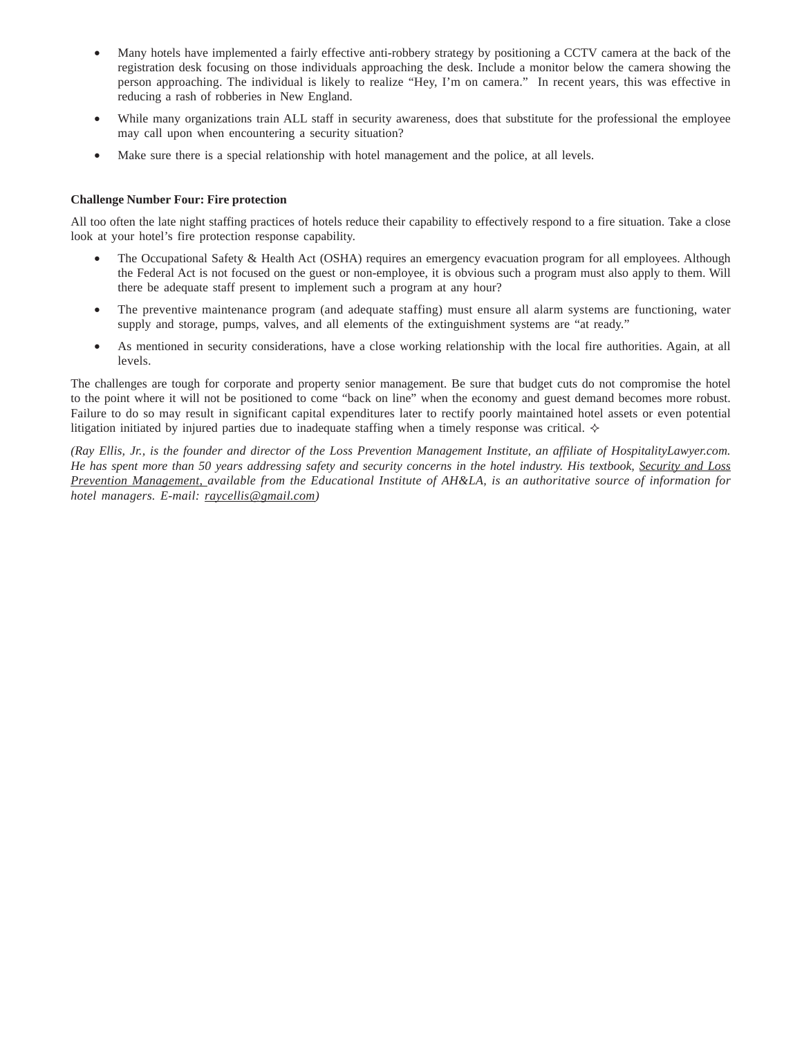- Many hotels have implemented a fairly effective anti-robbery strategy by positioning a CCTV camera at the back of the registration desk focusing on those individuals approaching the desk. Include a monitor below the camera showing the person approaching. The individual is likely to realize "Hey, I'm on camera." In recent years, this was effective in reducing a rash of robberies in New England.
- While many organizations train ALL staff in security awareness, does that substitute for the professional the employee may call upon when encountering a security situation?
- Make sure there is a special relationship with hotel management and the police, at all levels.

**Challenge Number Four: Fire protection**

All too often the late night staffing practices of hotels reduce their capability to effectively respond to a fire situation. Take a close look at your hotel's fire protection response capability.

- The Occupational Safety & Health Act (OSHA) requires an emergency evacuation program for all employees. Although the Federal Act is not focused on the guest or non-employee, it is obvious such a program must also apply to them. Will there be adequate staff present to implement such a program at any hour?
- The preventive maintenance program (and adequate staffing) must ensure all alarm systems are functioning, water supply and storage, pumps, valves, and all elements of the extinguishment systems are "at ready."
- As mentioned in security considerations, have a close working relationship with the local fire authorities. Again, at all levels.

The challenges are tough for corporate and property senior management. Be sure that budget cuts do not compromise the hotel to the point where it will not be positioned to come "back on line" when the economy and guest demand becomes more robust. Failure to do so may result in significant capital expenditures later to rectify poorly maintained hotel assets or even potential litigation initiated by injured parties due to inadequate staffing when a timely response was critical. ✧

*(Ray Ellis, Jr., is the founder and director of the Loss Prevention Management Institute, an affiliate of HospitalityLawyer.com. He has spent more than 50 years addressing safety and security concerns in the hotel industry. His textbook, Security and Loss Prevention Management, available from the Educational Institute of AH&LA, is an authoritative source of information for hotel managers. E-mail: raycellis@gmail.com)*